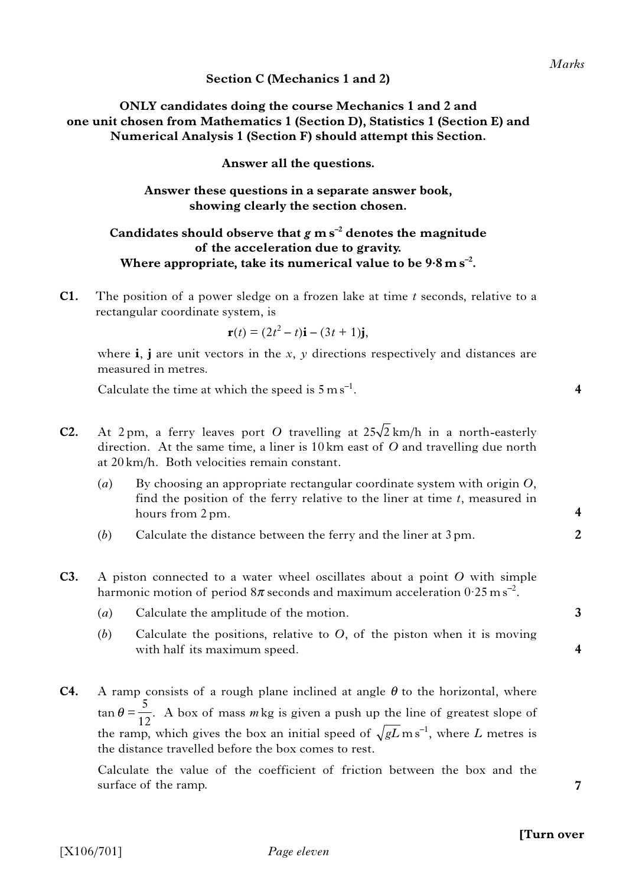Marks

## Section C (Mechanics 1 and 2)

**ONLY candidates doing the course Mechanics 1 and 2 and one unit chosen from Mathematics 1 (Section D), Statistics 1 (Section E) and Numerical Analysis 1 (Section F) should attempt this Section.**

**Answer all the questions.**

**Answer these questions in a separate answer book, showing clearly the section chosen.**

**Candidates should observe that $g$ m s$^{-2}$ denotes the magnitude of the acceleration due to gravity. Where appropriate, take its numerical value to be 9·8 m s$^{-2}$.**

**C1.** The position of a power sledge on a frozen lake at time $t$ seconds, relative to a rectangular coordinate system, is

$$\mathbf{r}(t) = (2t^2 - t)\mathbf{i} - (3t + 1)\mathbf{j},$$

where $\mathbf{i}$, $\mathbf{j}$ are unit vectors in the $x$, $y$ directions respectively and distances are measured in metres.

Calculate the time at which the speed is 5 m s$^{-1}$. **4**

**C2.** At 2 pm, a ferry leaves port $O$ travelling at $25\sqrt{2}$ km/h in a north-easterly direction. At the same time, a liner is 10 km east of $O$ and travelling due north at 20 km/h. Both velocities remain constant.

(*a*) By choosing an appropriate rectangular coordinate system with origin $O$, find the position of the ferry relative to the liner at time $t$, measured in hours from 2 pm. **4**

(*b*) Calculate the distance between the ferry and the liner at 3 pm. **2**

**C3.** A piston connected to a water wheel oscillates about a point $O$ with simple harmonic motion of period $8\pi$ seconds and maximum acceleration 0·25 m s$^{-2}$.

(*a*) Calculate the amplitude of the motion. **3**

(*b*) Calculate the positions, relative to $O$, of the piston when it is moving with half its maximum speed. **4**

**C4.** A ramp consists of a rough plane inclined at angle $\theta$ to the horizontal, where $\tan\theta = \frac{5}{12}$. A box of mass $m$ kg is given a push up the line of greatest slope of the ramp, which gives the box an initial speed of $\sqrt{gL}$ m s$^{-1}$, where $L$ metres is the distance travelled before the box comes to rest.

Calculate the value of the coefficient of friction between the box and the surface of the ramp. **7**

**[Turn over**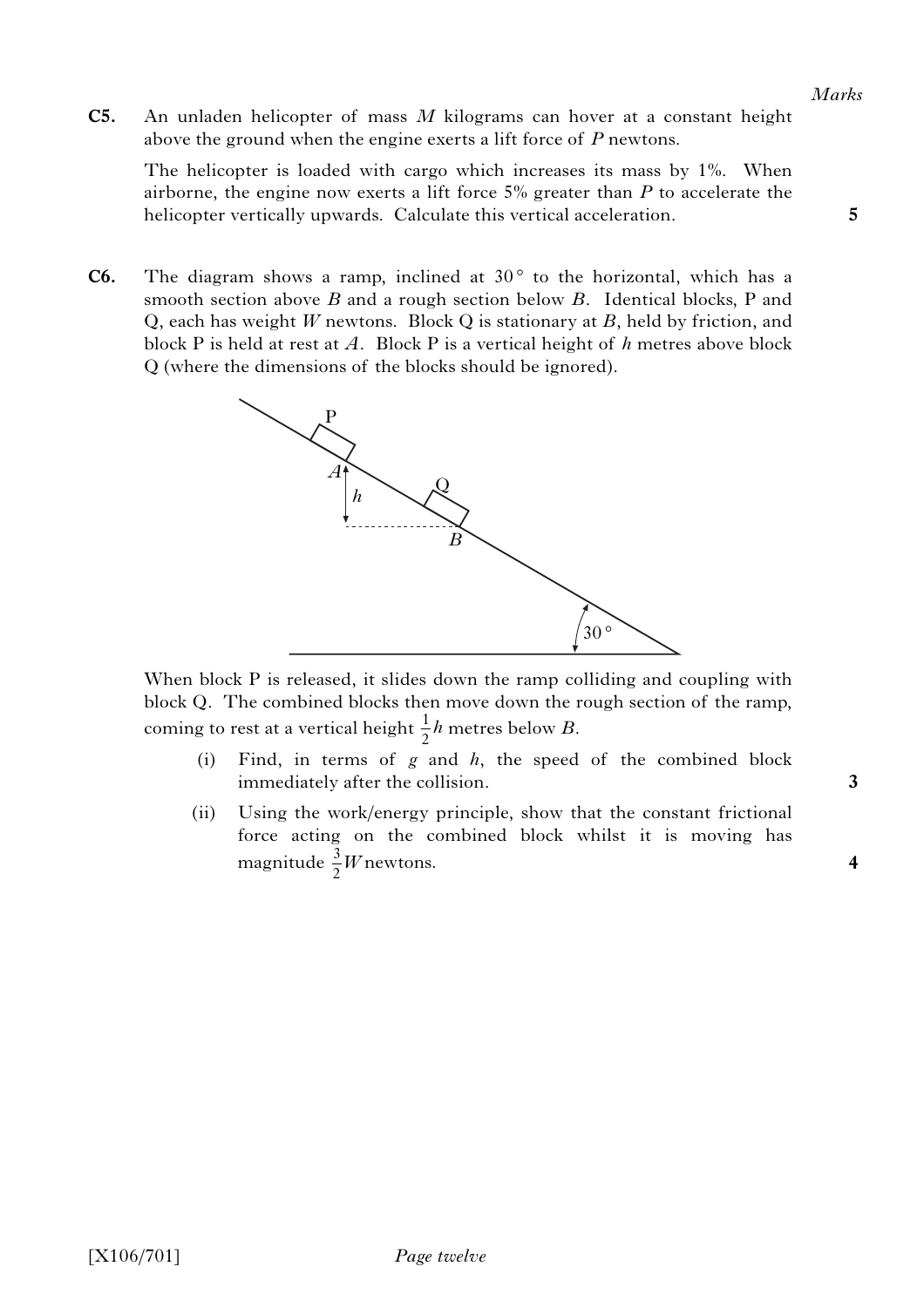*Marks*

**C5.** An unladen helicopter of mass $M$ kilograms can hover at a constant height above the ground when the engine exerts a lift force of $P$ newtons.

The helicopter is loaded with cargo which increases its mass by 1%. When airborne, the engine now exerts a lift force 5% greater than $P$ to accelerate the helicopter vertically upwards. Calculate this vertical acceleration. **5**

**C6.** The diagram shows a ramp, inclined at $30°$ to the horizontal, which has a smooth section above $B$ and a rough section below $B$. Identical blocks, P and Q, each has weight $W$ newtons. Block Q is stationary at $B$, held by friction, and block P is held at rest at $A$. Block P is a vertical height of $h$ metres above block Q (where the dimensions of the blocks should be ignored).

When block P is released, it slides down the ramp colliding and coupling with block Q. The combined blocks then move down the rough section of the ramp, coming to rest at a vertical height $\frac{1}{2}h$ metres below $B$.

(i) Find, in terms of $g$ and $h$, the speed of the combined block immediately after the collision. **3**

(ii) Using the work/energy principle, show that the constant frictional force acting on the combined block whilst it is moving has magnitude $\frac{3}{2}W$ newtons. **4**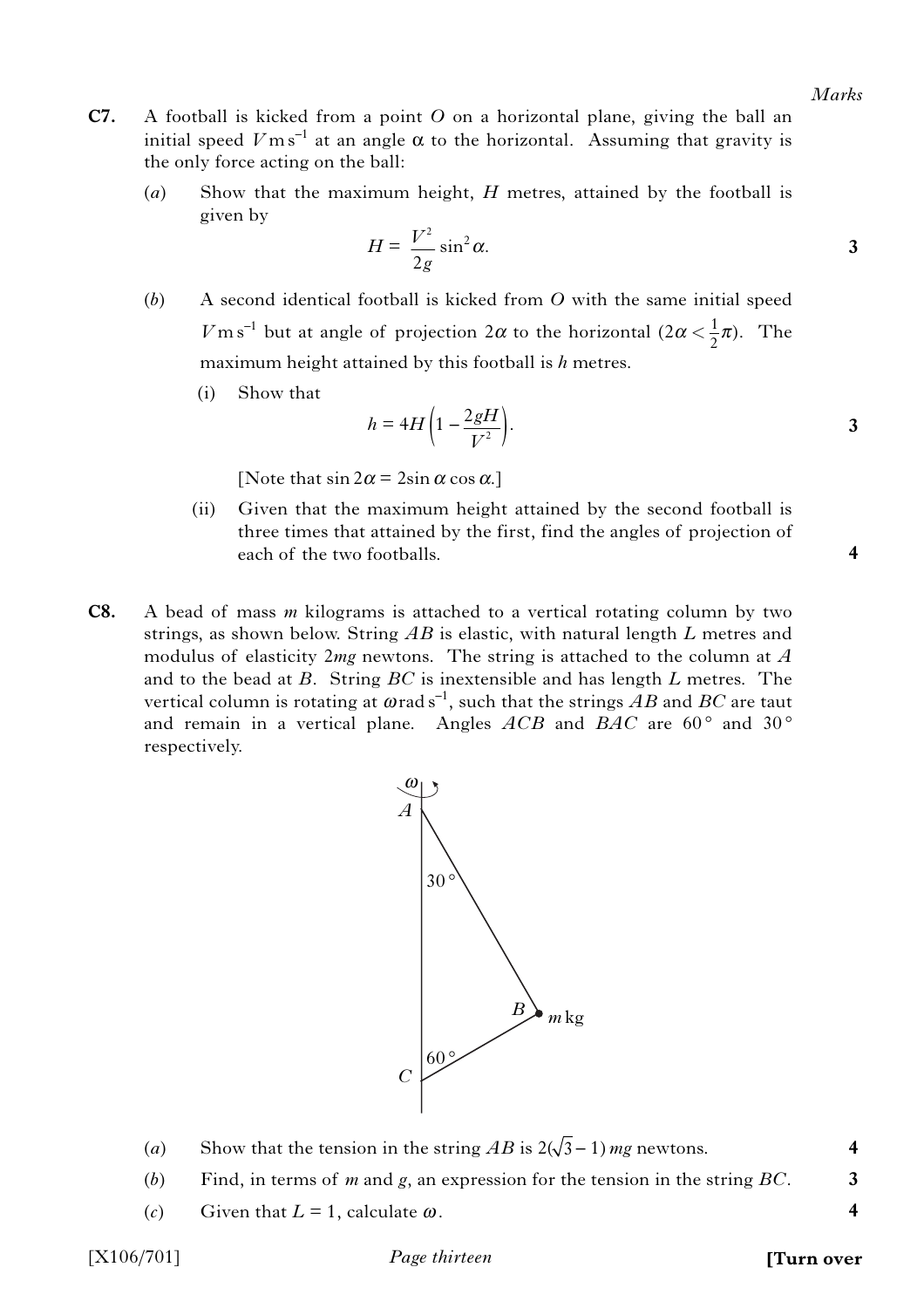Marks

**C7.** A football is kicked from a point $O$ on a horizontal plane, giving the ball an initial speed $V\,\text{m s}^{-1}$ at an angle $\alpha$ to the horizontal. Assuming that gravity is the only force acting on the ball:

(*a*) Show that the maximum height, $H$ metres, attained by the football is given by

$$H = \frac{V^2}{2g}\sin^2\alpha.$$
**3**

(*b*) A second identical football is kicked from $O$ with the same initial speed $V\,\text{m s}^{-1}$ but at angle of projection $2\alpha$ to the horizontal ($2\alpha < \frac{1}{2}\pi$). The maximum height attained by this football is $h$ metres.

(i) Show that

$$h = 4H\left(1 - \frac{2gH}{V^2}\right).$$
**3**

[Note that $\sin 2\alpha = 2\sin\alpha\cos\alpha$.]

(ii) Given that the maximum height attained by the second football is three times that attained by the first, find the angles of projection of each of the two footballs. **4**

**C8.** A bead of mass $m$ kilograms is attached to a vertical rotating column by two strings, as shown below. String $AB$ is elastic, with natural length $L$ metres and modulus of elasticity $2mg$ newtons. The string is attached to the column at $A$ and to the bead at $B$. String $BC$ is inextensible and has length $L$ metres. The vertical column is rotating at $\omega\,\text{rad s}^{-1}$, such that the strings $AB$ and $BC$ are taut and remain in a vertical plane. Angles $ACB$ and $BAC$ are $60°$ and $30°$ respectively.

(*a*) Show that the tension in the string $AB$ is $2(\sqrt{3} - 1)\,mg$ newtons. **4**

(*b*) Find, in terms of $m$ and $g$, an expression for the tension in the string $BC$. **3**

(*c*) Given that $L = 1$, calculate $\omega$. **4**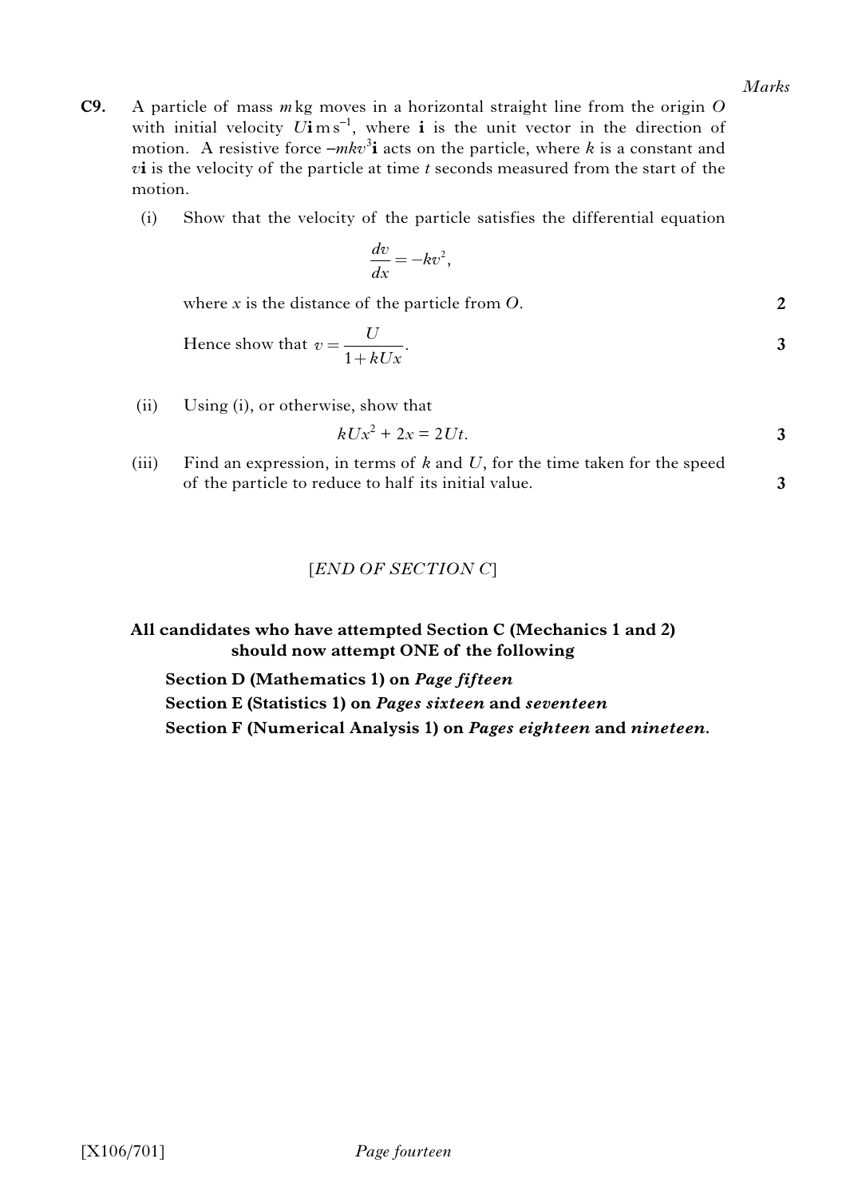*Marks*

**C9.** A particle of mass $m$ kg moves in a horizontal straight line from the origin $O$ with initial velocity $U\mathbf{i}\,\text{m}\,\text{s}^{-1}$, where $\mathbf{i}$ is the unit vector in the direction of motion. A resistive force $-mkv^3\mathbf{i}$ acts on the particle, where $k$ is a constant and $v\mathbf{i}$ is the velocity of the particle at time $t$ seconds measured from the start of the motion.

(i) Show that the velocity of the particle satisfies the differential equation

$$\frac{dv}{dx} = -kv^2,$$

where $x$ is the distance of the particle from $O$. **2**

Hence show that $v = \dfrac{U}{1 + kUx}$. **3**

(ii) Using (i), or otherwise, show that

$$kUx^2 + 2x = 2Ut.$$ **3**

(iii) Find an expression, in terms of $k$ and $U$, for the time taken for the speed of the particle to reduce to half its initial value. **3**

[*END OF SECTION C*]

**All candidates who have attempted Section C (Mechanics 1 and 2) should now attempt ONE of the following**

**Section D (Mathematics 1) on *Page fifteen***

**Section E (Statistics 1) on *Pages sixteen* and *seventeen***

**Section F (Numerical Analysis 1) on *Pages eighteen* and *nineteen*.**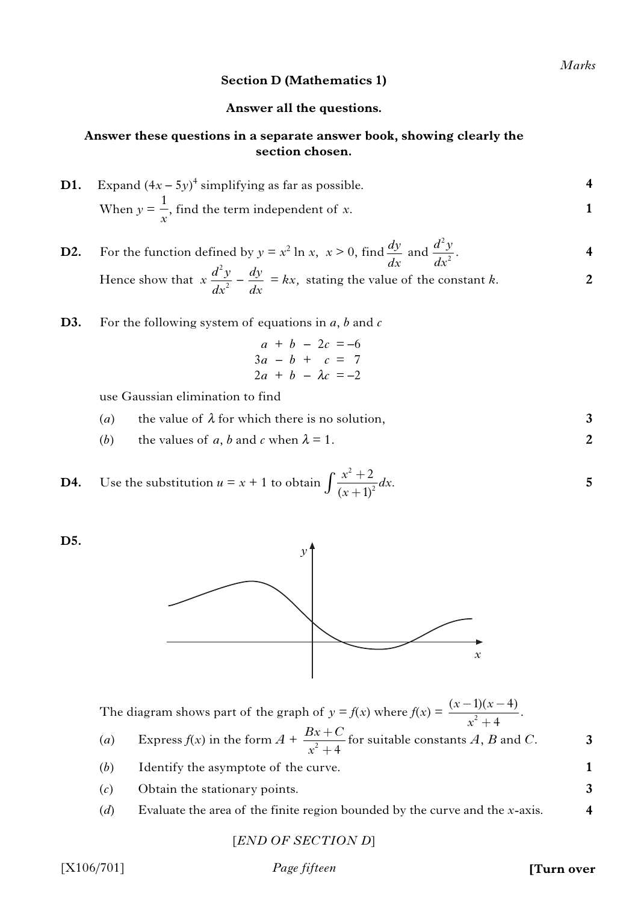Marks

## Section D (Mathematics 1)

**Answer all the questions.**

**Answer these questions in a separate answer book, showing clearly the section chosen.**

**D1.** Expand $(4x - 5y)^4$ simplifying as far as possible. **4**

When $y = \frac{1}{x}$, find the term independent of $x$. **1**

**D2.** For the function defined by $y = x^2 \ln x,\ x > 0$, find $\frac{dy}{dx}$ and $\frac{d^2y}{dx^2}$. **4**

Hence show that $x\frac{d^2y}{dx^2} - \frac{dy}{dx} = kx,$ stating the value of the constant $k$. **2**

**D3.** For the following system of equations in $a$, $b$ and $c$

$$\begin{aligned} a + b - 2c &= -6 \\ 3a - b + c &= 7 \\ 2a + b - \lambda c &= -2 \end{aligned}$$

use Gaussian elimination to find

(*a*) the value of $\lambda$ for which there is no solution, **3**

(*b*) the values of $a$, $b$ and $c$ when $\lambda = 1$. **2**

**D4.** Use the substitution $u = x + 1$ to obtain $\int \frac{x^2 + 2}{(x+1)^2}dx$. **5**

**D5.**

The diagram shows part of the graph of $y = f(x)$ where $f(x) = \frac{(x-1)(x-4)}{x^2+4}$.

(*a*) Express $f(x)$ in the form $A + \frac{Bx + C}{x^2 + 4}$ for suitable constants $A$, $B$ and $C$. **3**

(*b*) Identify the asymptote of the curve. **1**

(*c*) Obtain the stationary points. **3**

(*d*) Evaluate the area of the finite region bounded by the curve and the $x$-axis. **4**

[*END OF SECTION D*]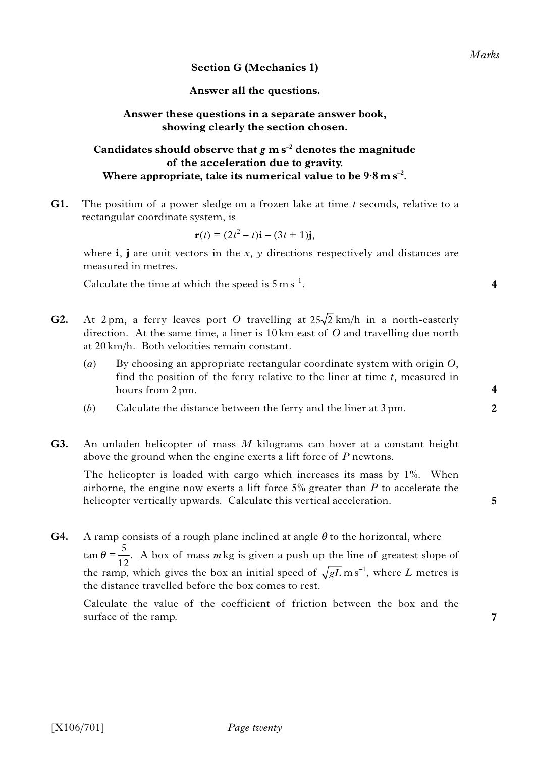**Section G (Mechanics 1)**

**Answer all the questions.**

**Answer these questions in a separate answer book, showing clearly the section chosen.**

**Candidates should observe that $g$ m s$^{-2}$ denotes the magnitude of the acceleration due to gravity. Where appropriate, take its numerical value to be 9·8 m s$^{-2}$.**

Marks

**G1.** The position of a power sledge on a frozen lake at time $t$ seconds, relative to a rectangular coordinate system, is

$$\mathbf{r}(t) = (2t^2 - t)\mathbf{i} - (3t + 1)\mathbf{j},$$

where $\mathbf{i}$, $\mathbf{j}$ are unit vectors in the $x$, $y$ directions respectively and distances are measured in metres.

Calculate the time at which the speed is 5 m s$^{-1}$. **4**

**G2.** At 2 pm, a ferry leaves port $O$ travelling at $25\sqrt{2}$ km/h in a north-easterly direction. At the same time, a liner is 10 km east of $O$ and travelling due north at 20 km/h. Both velocities remain constant.

(*a*) By choosing an appropriate rectangular coordinate system with origin $O$, find the position of the ferry relative to the liner at time $t$, measured in hours from 2 pm. **4**

(*b*) Calculate the distance between the ferry and the liner at 3 pm. **2**

**G3.** An unladen helicopter of mass $M$ kilograms can hover at a constant height above the ground when the engine exerts a lift force of $P$ newtons.

The helicopter is loaded with cargo which increases its mass by 1%. When airborne, the engine now exerts a lift force 5% greater than $P$ to accelerate the helicopter vertically upwards. Calculate this vertical acceleration. **5**

**G4.** A ramp consists of a rough plane inclined at angle $\theta$ to the horizontal, where $\tan\theta = \frac{5}{12}$. A box of mass $m$ kg is given a push up the line of greatest slope of the ramp, which gives the box an initial speed of $\sqrt{gL}$ m s$^{-1}$, where $L$ metres is the distance travelled before the box comes to rest.

Calculate the value of the coefficient of friction between the box and the surface of the ramp. **7**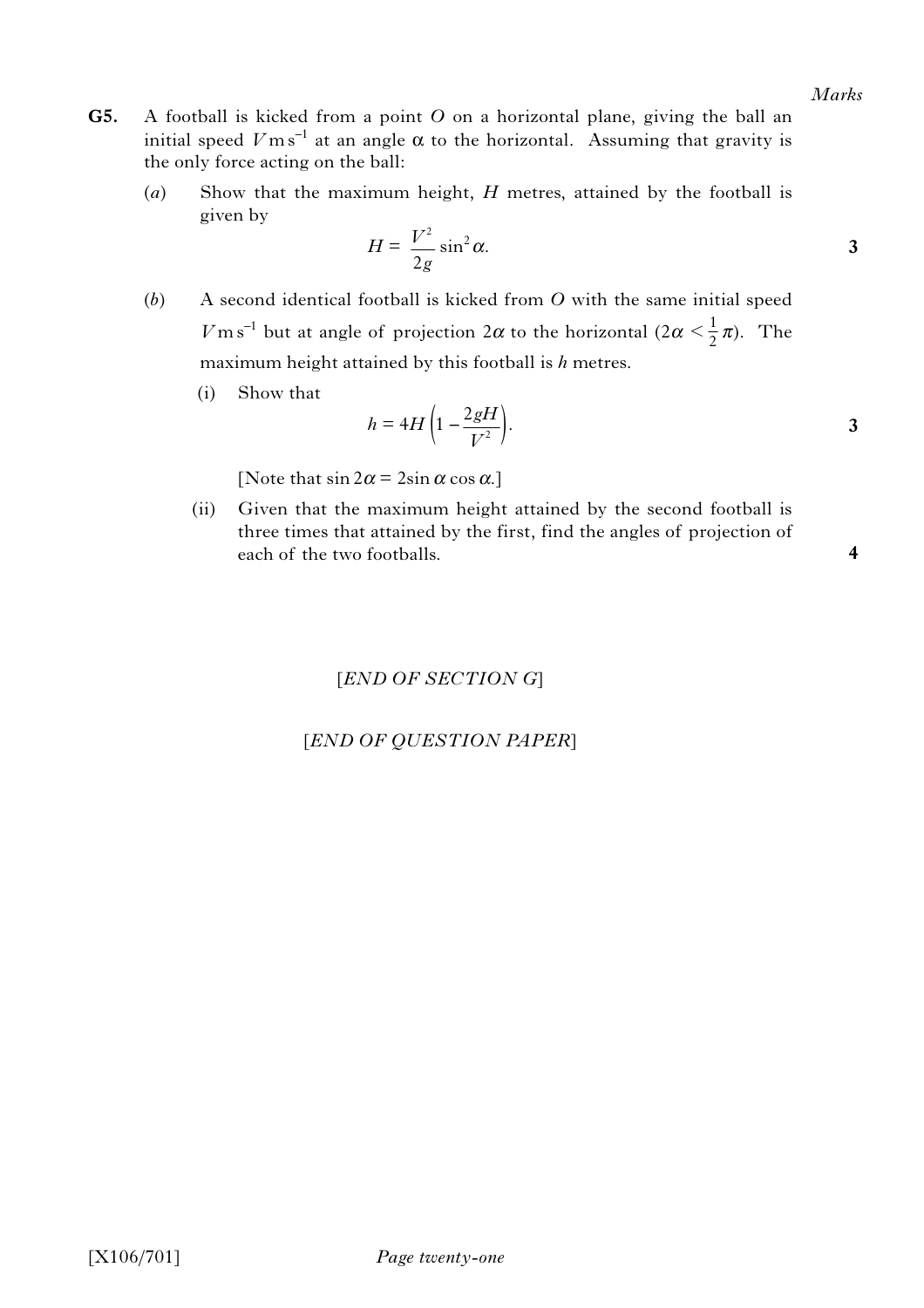*Marks*

**G5.** A football is kicked from a point $O$ on a horizontal plane, giving the ball an initial speed $V\,\text{m s}^{-1}$ at an angle $\alpha$ to the horizontal. Assuming that gravity is the only force acting on the ball:

(*a*) Show that the maximum height, $H$ metres, attained by the football is given by

$$H = \frac{V^2}{2g}\sin^2\alpha.$$

**3**

(*b*) A second identical football is kicked from $O$ with the same initial speed $V\,\text{m s}^{-1}$ but at angle of projection $2\alpha$ to the horizontal ($2\alpha < \frac{1}{2}\pi$). The maximum height attained by this football is $h$ metres.

(i) Show that

$$h = 4H\left(1 - \frac{2gH}{V^2}\right).$$

**3**

[Note that $\sin 2\alpha = 2\sin\alpha\cos\alpha$.]

(ii) Given that the maximum height attained by the second football is three times that attained by the first, find the angles of projection of each of the two footballs.

**4**

[*END OF SECTION G*]

[*END OF QUESTION PAPER*]